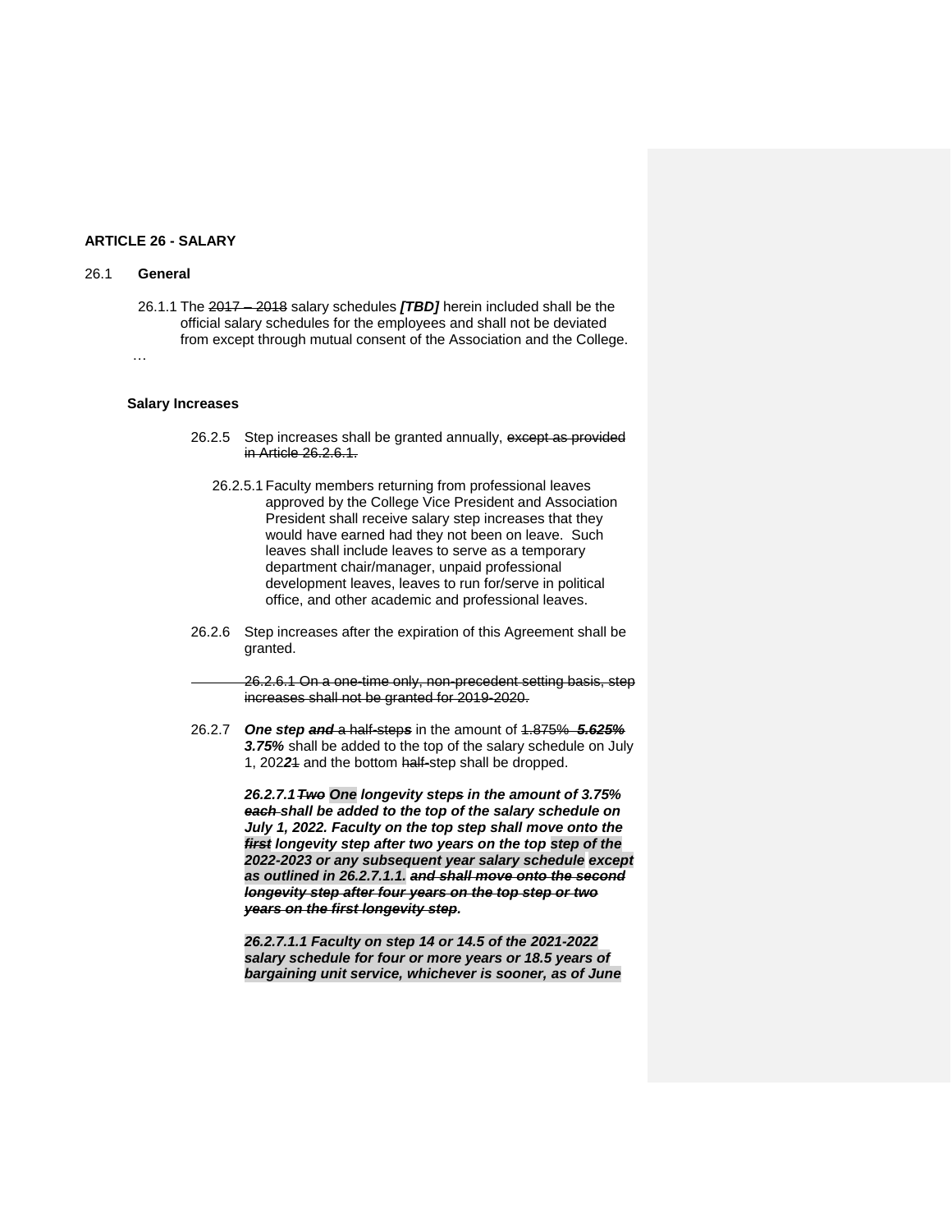## ARTICLE 26 - SALARY

### 26.1 General

26.1.1 The ~~2017 – 2018~~ salary schedules ***[TBD]*** herein included shall be the official salary schedules for the employees and shall not be deviated from except through mutual consent of the Association and the College.

…

### Salary Increases

26.2.5 Step increases shall be granted annually, ~~except as provided in Article 26.2.6.1.~~

26.2.5.1 Faculty members returning from professional leaves approved by the College Vice President and Association President shall receive salary step increases that they would have earned had they not been on leave. Such leaves shall include leaves to serve as a temporary department chair/manager, unpaid professional development leaves, leaves to run for/serve in political office, and other academic and professional leaves.

26.2.6 Step increases after the expiration of this Agreement shall be granted.

~~26.2.6.1 On a one-time only, non-precedent setting basis, step increases shall not be granted for 2019-2020.~~

26.2.7 ***One step*** ***~~and~~*** a ~~half-step~~***~~s~~*** in the amount of ~~1.875%~~ ***~~5.625%~~*** ***3.75%*** shall be added to the top of the salary schedule on July 1, 202***2***~~1~~ and the bottom ~~half-~~step shall be dropped.

***26.2.7.1 ~~Two~~ One longevity step~~s~~ in the amount of 3.75% ~~each~~ shall be added to the top of the salary schedule on July 1, 2022. Faculty on the top step shall move onto the ~~first~~ longevity step after two years on the top step of the 2022-2023 or any subsequent year salary schedule except as outlined in 26.2.7.1.1. ~~and shall move onto the second longevity step after four years on the top step or two years on the first longevity step~~.***

***26.2.7.1.1 Faculty on step 14 or 14.5 of the 2021-2022 salary schedule for four or more years or 18.5 years of bargaining unit service, whichever is sooner, as of June***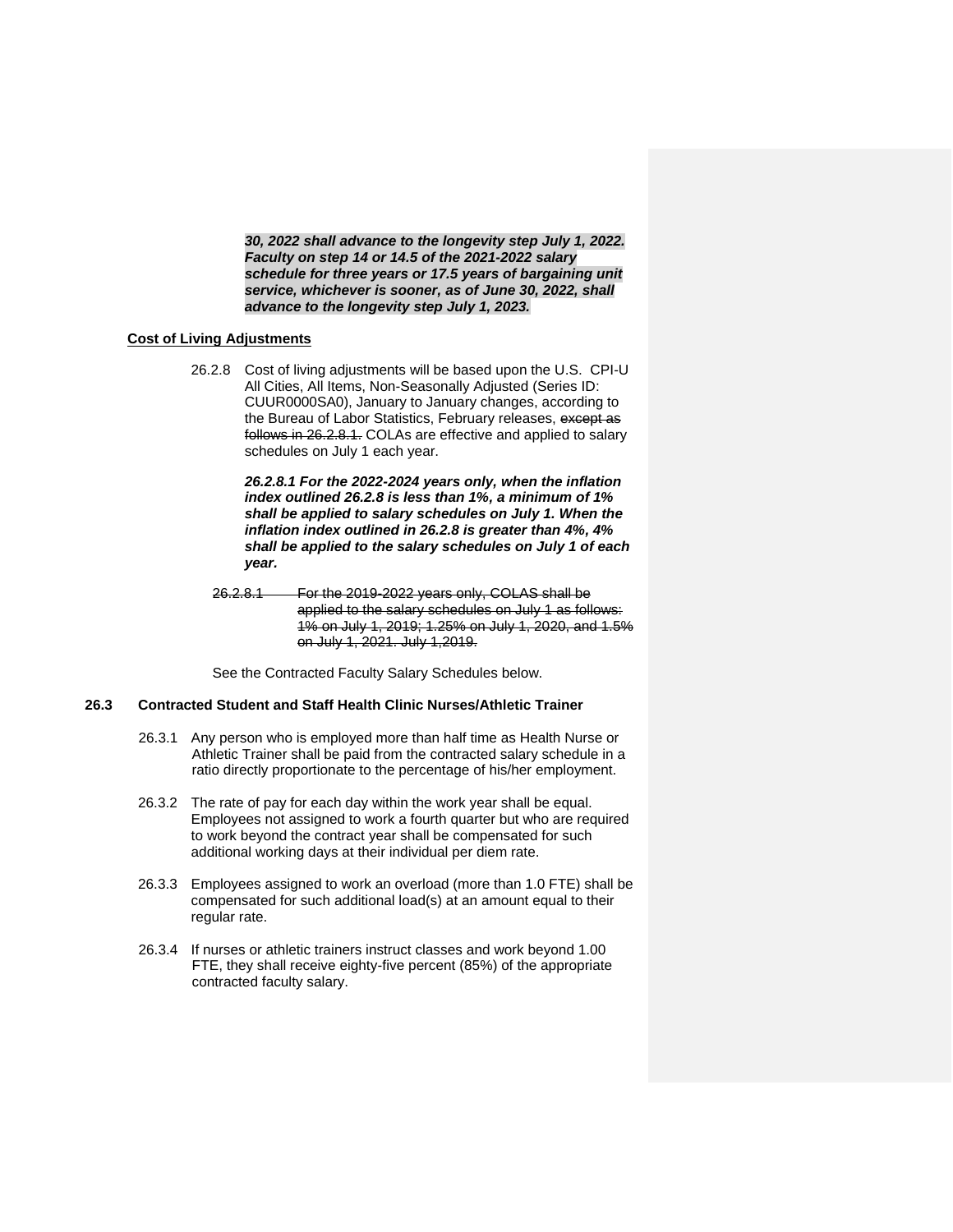***30, 2022 shall advance to the longevity step July 1, 2022. Faculty on step 14 or 14.5 of the 2021-2022 salary schedule for three years or 17.5 years of bargaining unit service, whichever is sooner, as of June 30, 2022, shall advance to the longevity step July 1, 2023.***

**Cost of Living Adjustments**

26.2.8 Cost of living adjustments will be based upon the U.S. CPI-U All Cities, All Items, Non-Seasonally Adjusted (Series ID: CUUR0000SA0), January to January changes, according to the Bureau of Labor Statistics, February releases, ~~except as follows in 26.2.8.1.~~ COLAs are effective and applied to salary schedules on July 1 each year.

***26.2.8.1 For the 2022-2024 years only, when the inflation index outlined 26.2.8 is less than 1%, a minimum of 1% shall be applied to salary schedules on July 1. When the inflation index outlined in 26.2.8 is greater than 4%, 4% shall be applied to the salary schedules on July 1 of each year.***

~~26.2.8.1 For the 2019-2022 years only, COLAS shall be applied to the salary schedules on July 1 as follows: 1% on July 1, 2019; 1.25% on July 1, 2020, and 1.5% on July 1, 2021. July 1,2019.~~

See the Contracted Faculty Salary Schedules below.

**26.3 Contracted Student and Staff Health Clinic Nurses/Athletic Trainer**

26.3.1 Any person who is employed more than half time as Health Nurse or Athletic Trainer shall be paid from the contracted salary schedule in a ratio directly proportionate to the percentage of his/her employment.

26.3.2 The rate of pay for each day within the work year shall be equal. Employees not assigned to work a fourth quarter but who are required to work beyond the contract year shall be compensated for such additional working days at their individual per diem rate.

26.3.3 Employees assigned to work an overload (more than 1.0 FTE) shall be compensated for such additional load(s) at an amount equal to their regular rate.

26.3.4 If nurses or athletic trainers instruct classes and work beyond 1.00 FTE, they shall receive eighty-five percent (85%) of the appropriate contracted faculty salary.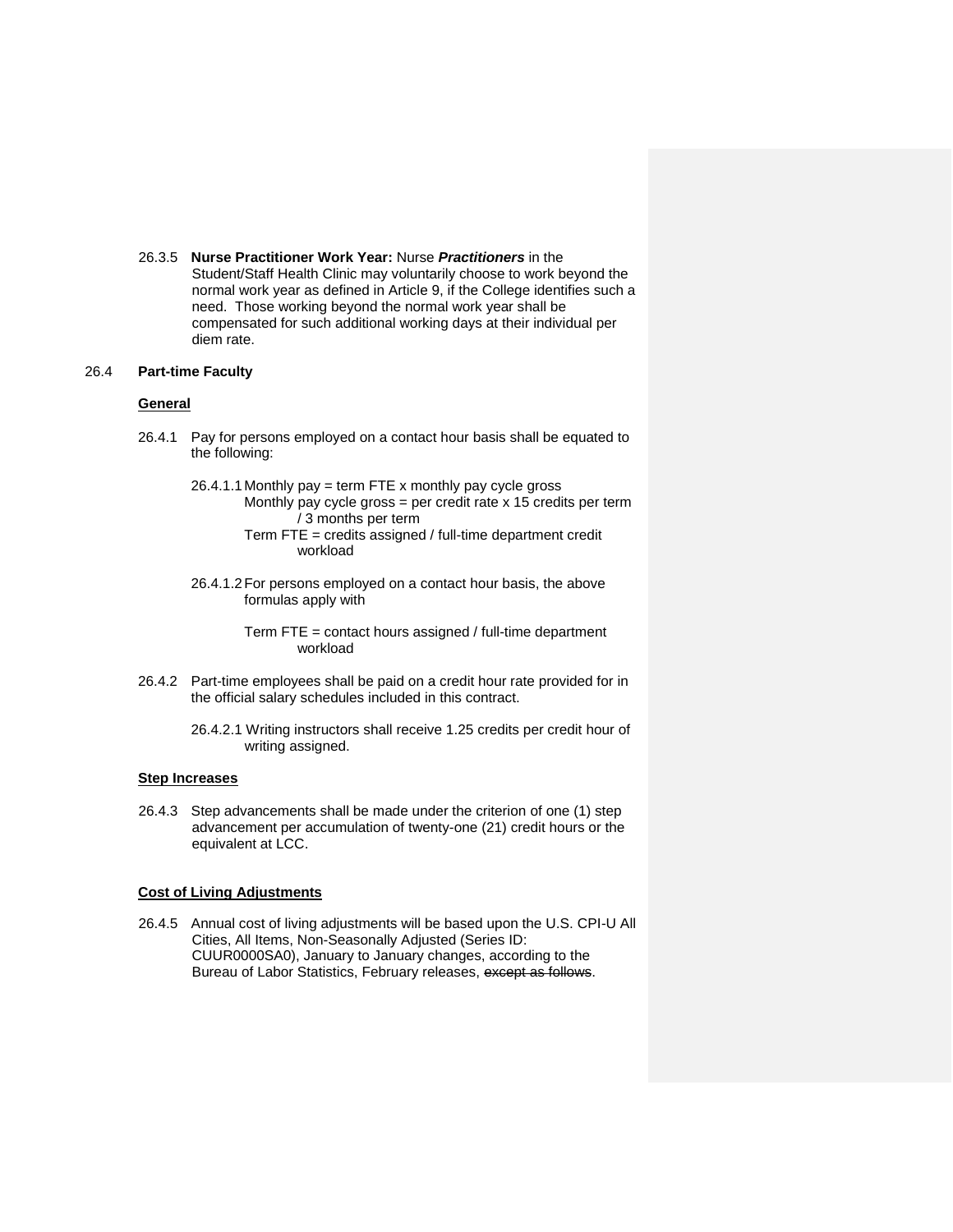26.3.5 **Nurse Practitioner Work Year:** Nurse ***Practitioners*** in the Student/Staff Health Clinic may voluntarily choose to work beyond the normal work year as defined in Article 9, if the College identifies such a need. Those working beyond the normal work year shall be compensated for such additional working days at their individual per diem rate.

26.4 **Part-time Faculty**

**General**

26.4.1 Pay for persons employed on a contact hour basis shall be equated to the following:

26.4.1.1 Monthly pay = term FTE x monthly pay cycle gross
Monthly pay cycle gross = per credit rate x 15 credits per term / 3 months per term
Term FTE = credits assigned / full-time department credit workload

26.4.1.2 For persons employed on a contact hour basis, the above formulas apply with

Term FTE = contact hours assigned / full-time department workload

26.4.2 Part-time employees shall be paid on a credit hour rate provided for in the official salary schedules included in this contract.

26.4.2.1 Writing instructors shall receive 1.25 credits per credit hour of writing assigned.

**Step Increases**

26.4.3 Step advancements shall be made under the criterion of one (1) step advancement per accumulation of twenty-one (21) credit hours or the equivalent at LCC.

**Cost of Living Adjustments**

26.4.5 Annual cost of living adjustments will be based upon the U.S. CPI-U All Cities, All Items, Non-Seasonally Adjusted (Series ID: CUUR0000SA0), January to January changes, according to the Bureau of Labor Statistics, February releases, ~~except as follows~~.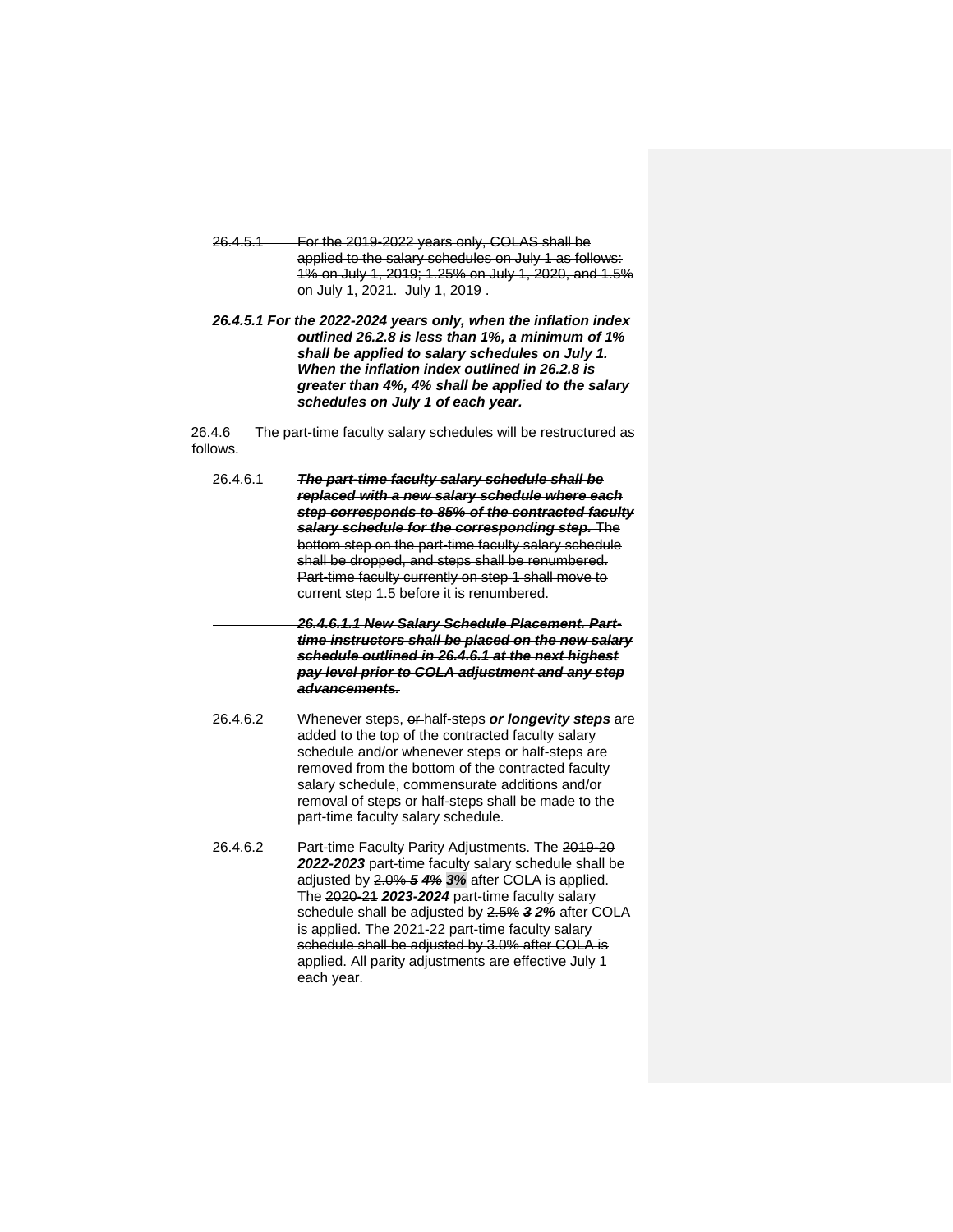~~26.4.5.1 For the 2019-2022 years only, COLAS shall be applied to the salary schedules on July 1 as follows: 1% on July 1, 2019; 1.25% on July 1, 2020, and 1.5% on July 1, 2021. July 1, 2019 .~~

***26.4.5.1 For the 2022-2024 years only, when the inflation index outlined 26.2.8 is less than 1%, a minimum of 1% shall be applied to salary schedules on July 1. When the inflation index outlined in 26.2.8 is greater than 4%, 4% shall be applied to the salary schedules on July 1 of each year.***

26.4.6 The part-time faculty salary schedules will be restructured as follows.

26.4.6.1 ***~~The part-time faculty salary schedule shall be replaced with a new salary schedule where each step corresponds to 85% of the contracted faculty salary schedule for the corresponding step.~~*** ~~The bottom step on the part-time faculty salary schedule shall be dropped, and steps shall be renumbered. Part-time faculty currently on step 1 shall move to current step 1.5 before it is renumbered.~~

***~~26.4.6.1.1 New Salary Schedule Placement. Part-time instructors shall be placed on the new salary schedule outlined in 26.4.6.1 at the next highest pay level prior to COLA adjustment and any step advancements.~~***

26.4.6.2 Whenever steps, ~~or~~ half-steps ***or longevity steps*** are added to the top of the contracted faculty salary schedule and/or whenever steps or half-steps are removed from the bottom of the contracted faculty salary schedule, commensurate additions and/or removal of steps or half-steps shall be made to the part-time faculty salary schedule.

26.4.6.2 Part-time Faculty Parity Adjustments. The ~~2019-20~~ ***2022-2023*** part-time faculty salary schedule shall be adjusted by ~~2.0%~~ ***~~5~~ ~~4%~~ 3%*** after COLA is applied. The ~~2020-21~~ ***2023-2024*** part-time faculty salary schedule shall be adjusted by ~~2.5%~~ ***~~3~~ 2%*** after COLA is applied. ~~The 2021-22 part-time faculty salary schedule shall be adjusted by 3.0% after COLA is applied.~~ All parity adjustments are effective July 1 each year.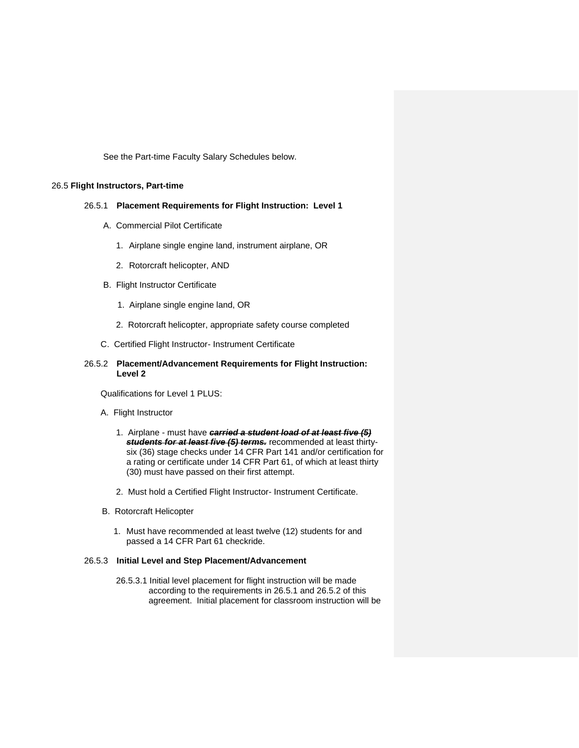See the Part-time Faculty Salary Schedules below.

26.5 **Flight Instructors, Part-time**

26.5.1 **Placement Requirements for Flight Instruction: Level 1**

A. Commercial Pilot Certificate

1. Airplane single engine land, instrument airplane, OR
2. Rotorcraft helicopter, AND

B. Flight Instructor Certificate

1. Airplane single engine land, OR
2. Rotorcraft helicopter, appropriate safety course completed

C. Certified Flight Instructor- Instrument Certificate

26.5.2 **Placement/Advancement Requirements for Flight Instruction: Level 2**

Qualifications for Level 1 PLUS:

A. Flight Instructor

1. Airplane - must have ~~***carried a student load of at least five (5) students for at least five (5) terms.***~~ recommended at least thirty-six (36) stage checks under 14 CFR Part 141 and/or certification for a rating or certificate under 14 CFR Part 61, of which at least thirty (30) must have passed on their first attempt.
2. Must hold a Certified Flight Instructor- Instrument Certificate.

B. Rotorcraft Helicopter

1. Must have recommended at least twelve (12) students for and passed a 14 CFR Part 61 checkride.

26.5.3 **Initial Level and Step Placement/Advancement**

26.5.3.1 Initial level placement for flight instruction will be made according to the requirements in 26.5.1 and 26.5.2 of this agreement. Initial placement for classroom instruction will be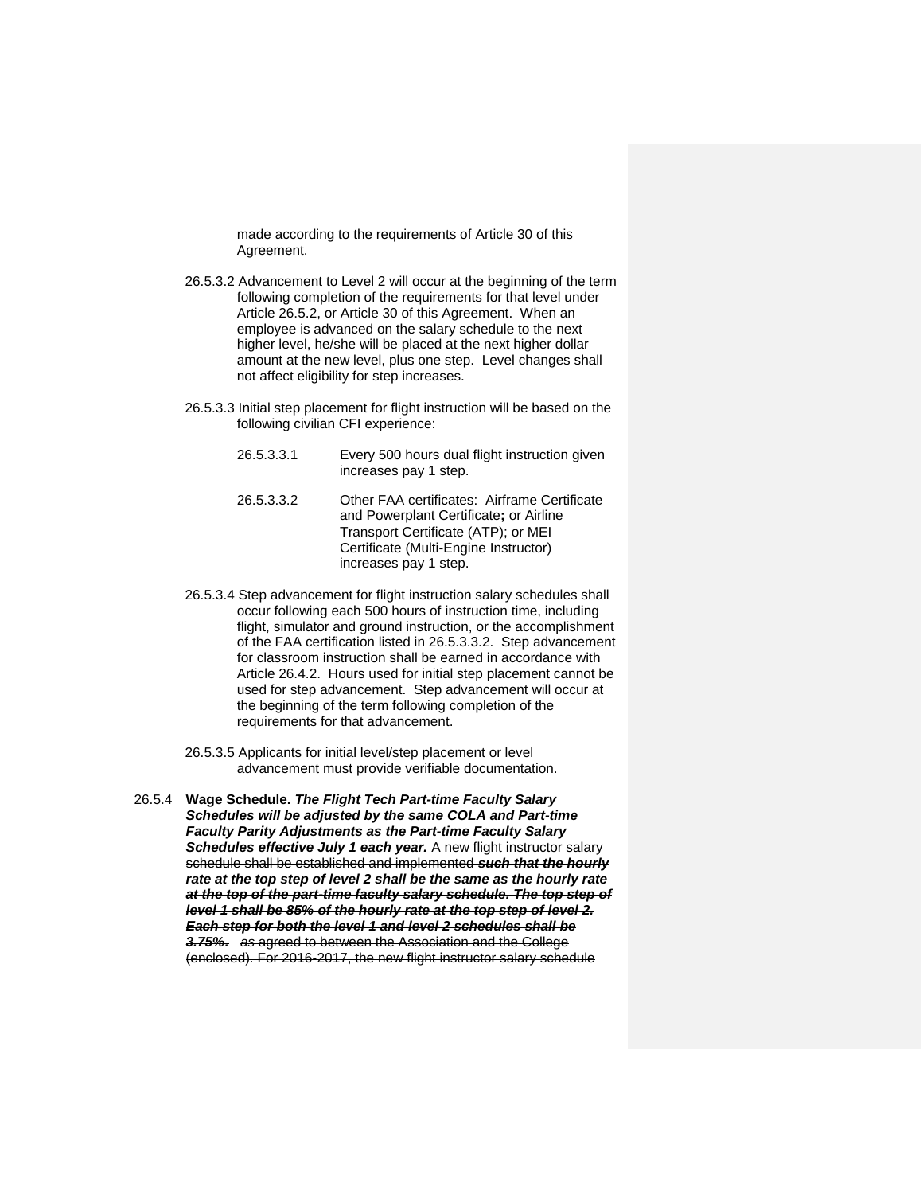made according to the requirements of Article 30 of this Agreement.

26.5.3.2 Advancement to Level 2 will occur at the beginning of the term following completion of the requirements for that level under Article 26.5.2, or Article 30 of this Agreement. When an employee is advanced on the salary schedule to the next higher level, he/she will be placed at the next higher dollar amount at the new level, plus one step. Level changes shall not affect eligibility for step increases.

26.5.3.3 Initial step placement for flight instruction will be based on the following civilian CFI experience:

26.5.3.3.1 Every 500 hours dual flight instruction given increases pay 1 step.

26.5.3.3.2 Other FAA certificates: Airframe Certificate and Powerplant Certificate**;** or Airline Transport Certificate (ATP); or MEI Certificate (Multi-Engine Instructor) increases pay 1 step.

26.5.3.4 Step advancement for flight instruction salary schedules shall occur following each 500 hours of instruction time, including flight, simulator and ground instruction, or the accomplishment of the FAA certification listed in 26.5.3.3.2. Step advancement for classroom instruction shall be earned in accordance with Article 26.4.2. Hours used for initial step placement cannot be used for step advancement. Step advancement will occur at the beginning of the term following completion of the requirements for that advancement.

26.5.3.5 Applicants for initial level/step placement or level advancement must provide verifiable documentation.

26.5.4 **Wage Schedule.** ***The Flight Tech Part-time Faculty Salary Schedules will be adjusted by the same COLA and Part-time Faculty Parity Adjustments as the Part-time Faculty Salary Schedules effective July 1 each year.*** ~~A new flight instructor salary schedule shall be established and implemented~~ ~~***such that the hourly rate at the top step of level 2 shall be the same as the hourly rate at the top of the part-time faculty salary schedule. The top step of level 1 shall be 85% of the hourly rate at the top step of level 2. Each step for both the level 1 and level 2 schedules shall be 3.75%.***~~ ~~***as*** agreed to between the Association and the College (enclosed). For 2016-2017, the new flight instructor salary schedule~~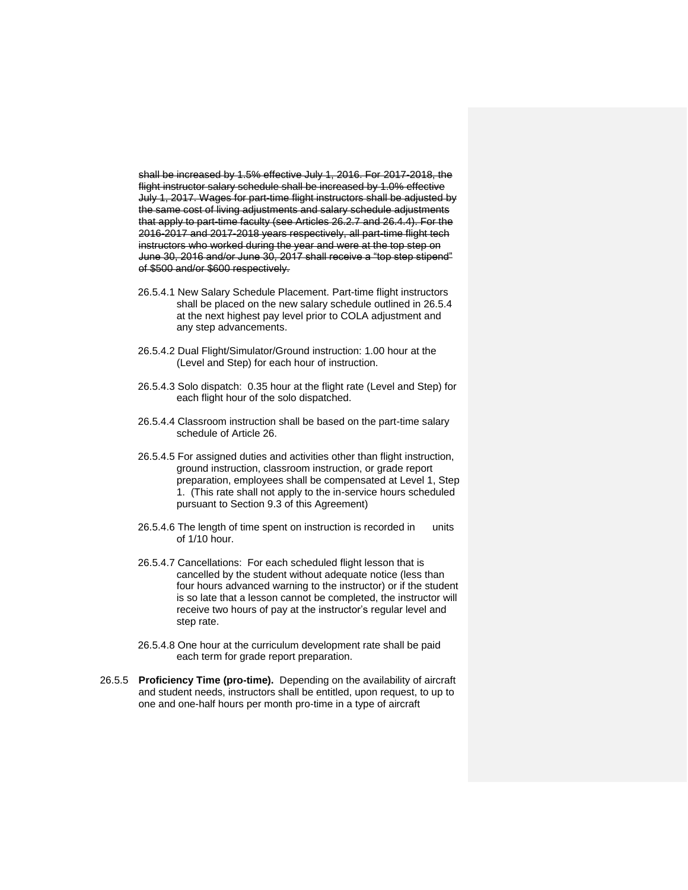~~shall be increased by 1.5% effective July 1, 2016. For 2017-2018, the flight instructor salary schedule shall be increased by 1.0% effective July 1, 2017. Wages for part-time flight instructors shall be adjusted by the same cost of living adjustments and salary schedule adjustments that apply to part-time faculty (see Articles 26.2.7 and 26.4.4). For the 2016-2017 and 2017-2018 years respectively, all part-time flight tech instructors who worked during the year and were at the top step on June 30, 2016 and/or June 30, 2017 shall receive a "top step stipend" of $500 and/or $600 respectively.~~

26.5.4.1 New Salary Schedule Placement. Part-time flight instructors shall be placed on the new salary schedule outlined in 26.5.4 at the next highest pay level prior to COLA adjustment and any step advancements.

26.5.4.2 Dual Flight/Simulator/Ground instruction: 1.00 hour at the (Level and Step) for each hour of instruction.

26.5.4.3 Solo dispatch: 0.35 hour at the flight rate (Level and Step) for each flight hour of the solo dispatched.

26.5.4.4 Classroom instruction shall be based on the part-time salary schedule of Article 26.

26.5.4.5 For assigned duties and activities other than flight instruction, ground instruction, classroom instruction, or grade report preparation, employees shall be compensated at Level 1, Step 1. (This rate shall not apply to the in-service hours scheduled pursuant to Section 9.3 of this Agreement)

26.5.4.6 The length of time spent on instruction is recorded in units of 1/10 hour.

26.5.4.7 Cancellations: For each scheduled flight lesson that is cancelled by the student without adequate notice (less than four hours advanced warning to the instructor) or if the student is so late that a lesson cannot be completed, the instructor will receive two hours of pay at the instructor's regular level and step rate.

26.5.4.8 One hour at the curriculum development rate shall be paid each term for grade report preparation.

26.5.5 **Proficiency Time (pro-time).** Depending on the availability of aircraft and student needs, instructors shall be entitled, upon request, to up to one and one-half hours per month pro-time in a type of aircraft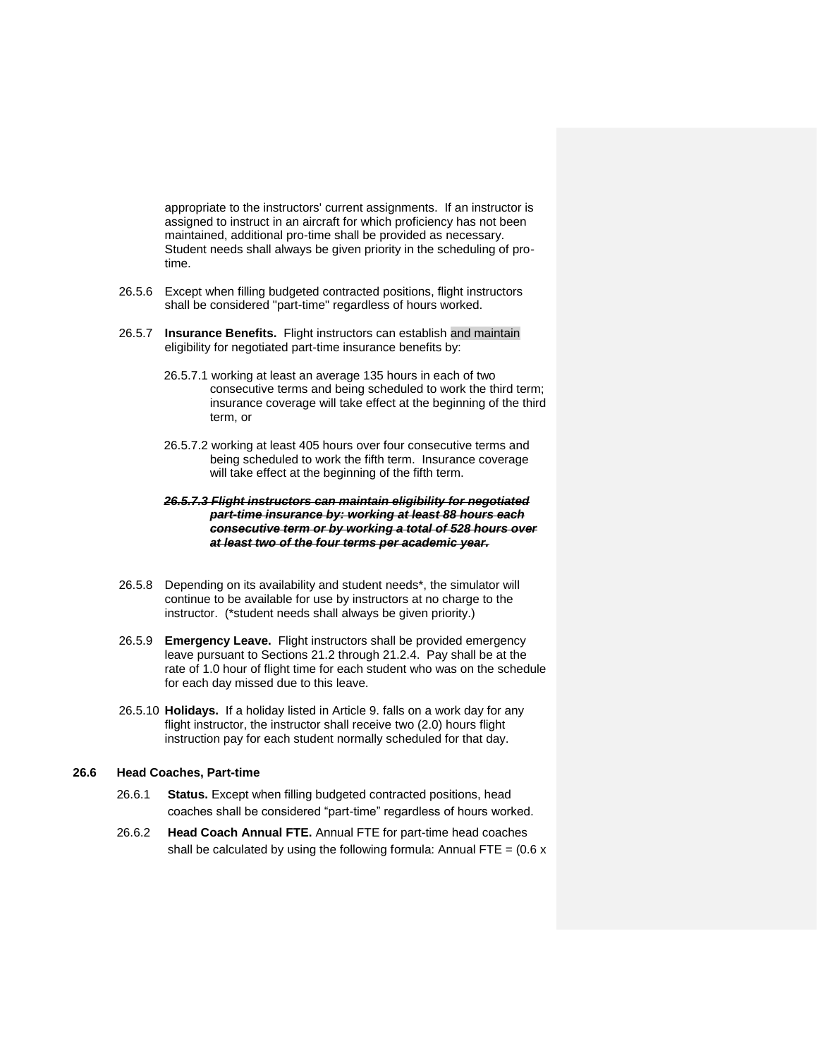appropriate to the instructors' current assignments. If an instructor is assigned to instruct in an aircraft for which proficiency has not been maintained, additional pro-time shall be provided as necessary. Student needs shall always be given priority in the scheduling of pro-time.

26.5.6 Except when filling budgeted contracted positions, flight instructors shall be considered "part-time" regardless of hours worked.

26.5.7 **Insurance Benefits.** Flight instructors can establish and maintain eligibility for negotiated part-time insurance benefits by:

26.5.7.1 working at least an average 135 hours in each of two consecutive terms and being scheduled to work the third term; insurance coverage will take effect at the beginning of the third term, or

26.5.7.2 working at least 405 hours over four consecutive terms and being scheduled to work the fifth term. Insurance coverage will take effect at the beginning of the fifth term.

~~***26.5.7.3 Flight instructors can maintain eligibility for negotiated part-time insurance by: working at least 88 hours each consecutive term or by working a total of 528 hours over at least two of the four terms per academic year.***~~

26.5.8 Depending on its availability and student needs*, the simulator will continue to be available for use by instructors at no charge to the instructor. (*student needs shall always be given priority.)

26.5.9 **Emergency Leave.** Flight instructors shall be provided emergency leave pursuant to Sections 21.2 through 21.2.4. Pay shall be at the rate of 1.0 hour of flight time for each student who was on the schedule for each day missed due to this leave.

26.5.10 **Holidays.** If a holiday listed in Article 9. falls on a work day for any flight instructor, the instructor shall receive two (2.0) hours flight instruction pay for each student normally scheduled for that day.

**26.6 Head Coaches, Part-time**

26.6.1 **Status.** Except when filling budgeted contracted positions, head coaches shall be considered "part-time" regardless of hours worked.

26.6.2 **Head Coach Annual FTE.** Annual FTE for part-time head coaches shall be calculated by using the following formula: Annual FTE = (0.6 x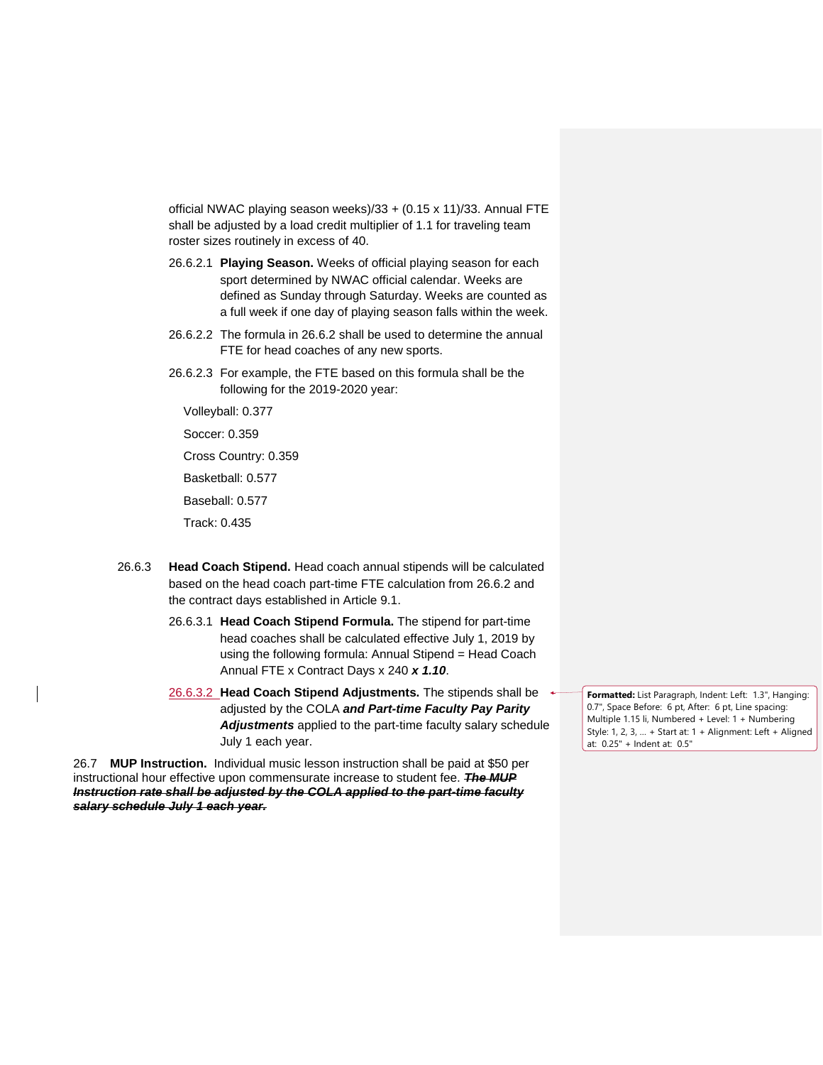official NWAC playing season weeks)/33 + (0.15 x 11)/33. Annual FTE shall be adjusted by a load credit multiplier of 1.1 for traveling team roster sizes routinely in excess of 40.

26.6.2.1 **Playing Season.** Weeks of official playing season for each sport determined by NWAC official calendar. Weeks are defined as Sunday through Saturday. Weeks are counted as a full week if one day of playing season falls within the week.

26.6.2.2 The formula in 26.6.2 shall be used to determine the annual FTE for head coaches of any new sports.

26.6.2.3 For example, the FTE based on this formula shall be the following for the 2019-2020 year:

Volleyball: 0.377

Soccer: 0.359

Cross Country: 0.359

Basketball: 0.577

Baseball: 0.577

Track: 0.435

26.6.3 **Head Coach Stipend.** Head coach annual stipends will be calculated based on the head coach part-time FTE calculation from 26.6.2 and the contract days established in Article 9.1.

26.6.3.1 **Head Coach Stipend Formula.** The stipend for part-time head coaches shall be calculated effective July 1, 2019 by using the following formula: Annual Stipend = Head Coach Annual FTE x Contract Days x 240 ***x 1.10***.

26.6.3.2 **Head Coach Stipend Adjustments.** The stipends shall be adjusted by the COLA ***and Part-time Faculty Pay Parity Adjustments*** applied to the part-time faculty salary schedule July 1 each year.

26.7 **MUP Instruction.** Individual music lesson instruction shall be paid at $50 per instructional hour effective upon commensurate increase to student fee. ~~***The MUP Instruction rate shall be adjusted by the COLA applied to the part-time faculty salary schedule July 1 each year.***~~

**Formatted:** List Paragraph, Indent: Left: 1.3", Hanging: 0.7", Space Before: 6 pt, After: 6 pt, Line spacing: Multiple 1.15 li, Numbered + Level: 1 + Numbering Style: 1, 2, 3, … + Start at: 1 + Alignment: Left + Aligned at: 0.25" + Indent at: 0.5"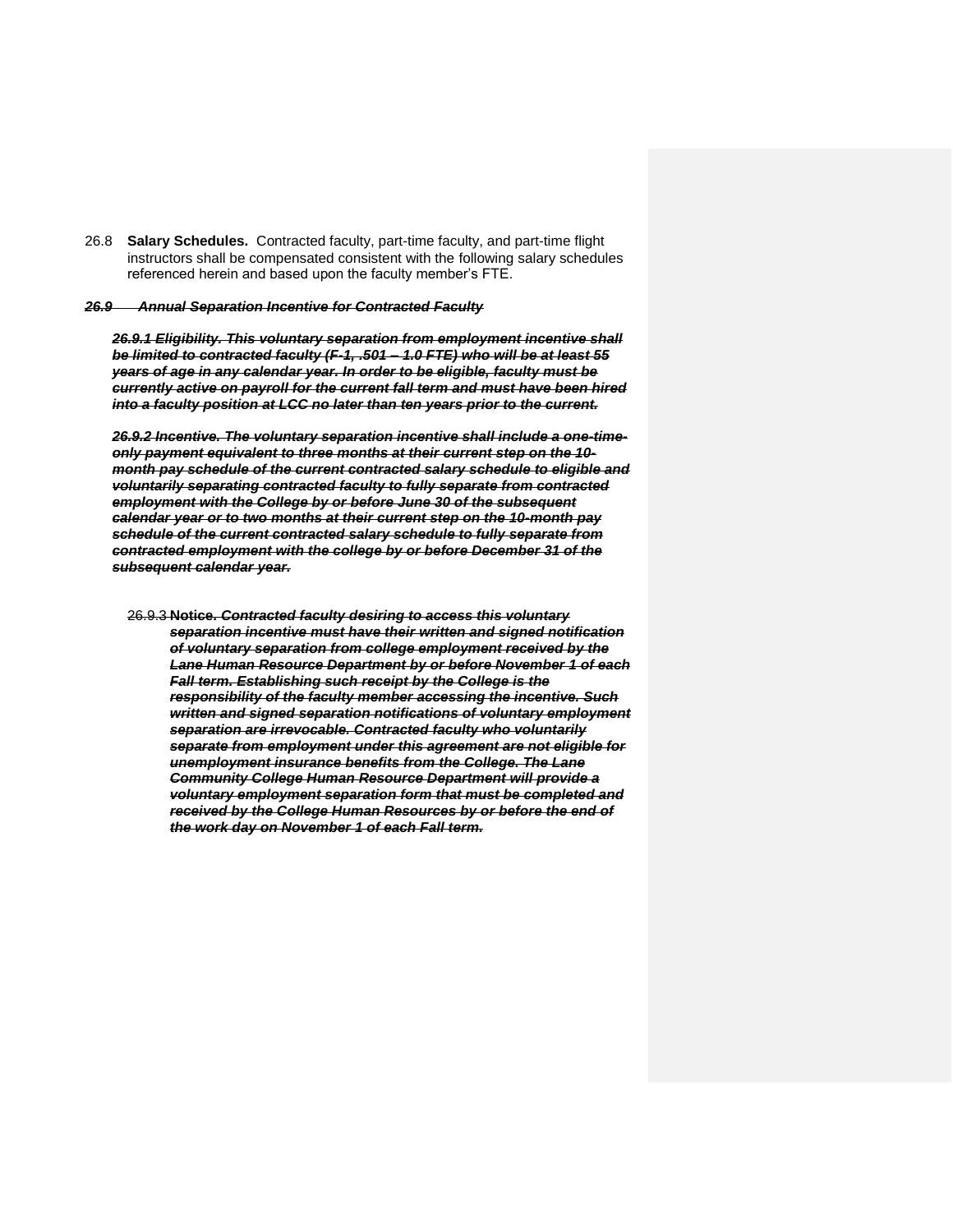26.8 **Salary Schedules.** Contracted faculty, part-time faculty, and part-time flight instructors shall be compensated consistent with the following salary schedules referenced herein and based upon the faculty member's FTE.

***~~26.9 Annual Separation Incentive for Contracted Faculty~~***

***~~26.9.1 Eligibility. This voluntary separation from employment incentive shall be limited to contracted faculty (F-1, .501 – 1.0 FTE) who will be at least 55 years of age in any calendar year. In order to be eligible, faculty must be currently active on payroll for the current fall term and must have been hired into a faculty position at LCC no later than ten years prior to the current.~~***

***~~26.9.2 Incentive. The voluntary separation incentive shall include a one-time-only payment equivalent to three months at their current step on the 10-month pay schedule of the current contracted salary schedule to eligible and voluntarily separating contracted faculty to fully separate from contracted employment with the College by or before June 30 of the subsequent calendar year or to two months at their current step on the 10-month pay schedule of the current contracted salary schedule to fully separate from contracted employment with the college by or before December 31 of the subsequent calendar year.~~***

~~26.9.3~~ **Notice.** ***~~Contracted faculty desiring to access this voluntary separation incentive must have their written and signed notification of voluntary separation from college employment received by the Lane Human Resource Department by or before November 1 of each Fall term. Establishing such receipt by the College is the responsibility of the faculty member accessing the incentive. Such written and signed separation notifications of voluntary employment separation are irrevocable. Contracted faculty who voluntarily separate from employment under this agreement are not eligible for unemployment insurance benefits from the College. The Lane Community College Human Resource Department will provide a voluntary employment separation form that must be completed and received by the College Human Resources by or before the end of the work day on November 1 of each Fall term.~~***